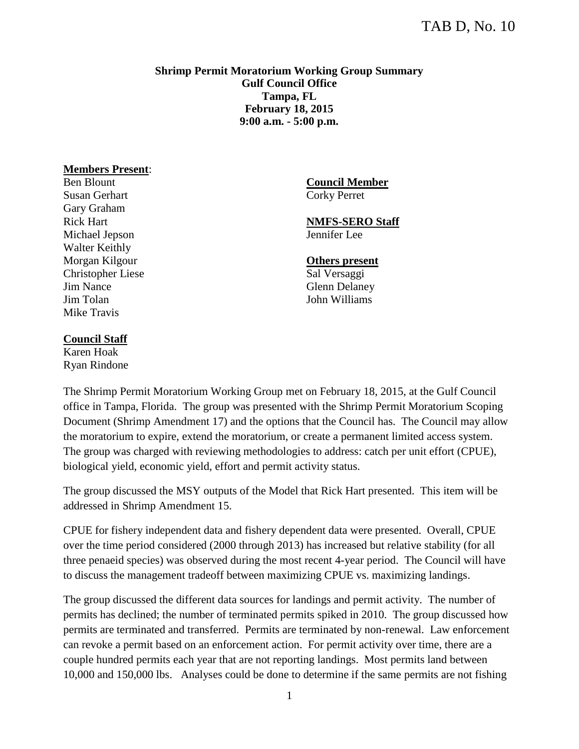TAB D, No. 10

**Shrimp Permit Moratorium Working Group Summary**
**Gulf Council Office**
**Tampa, FL**
**February 18, 2015**
**9:00 a.m. - 5:00 p.m.**

**Members Present**:
Ben Blount
Susan Gerhart
Gary Graham
Rick Hart
Michael Jepson
Walter Keithly
Morgan Kilgour
Christopher Liese
Jim Nance
Jim Tolan
Mike Travis

**Council Member**
Corky Perret

**NMFS-SERO Staff**
Jennifer Lee

**Others present**
Sal Versaggi
Glenn Delaney
John Williams

**Council Staff**
Karen Hoak
Ryan Rindone

The Shrimp Permit Moratorium Working Group met on February 18, 2015, at the Gulf Council office in Tampa, Florida. The group was presented with the Shrimp Permit Moratorium Scoping Document (Shrimp Amendment 17) and the options that the Council has. The Council may allow the moratorium to expire, extend the moratorium, or create a permanent limited access system. The group was charged with reviewing methodologies to address: catch per unit effort (CPUE), biological yield, economic yield, effort and permit activity status.

The group discussed the MSY outputs of the Model that Rick Hart presented. This item will be addressed in Shrimp Amendment 15.

CPUE for fishery independent data and fishery dependent data were presented. Overall, CPUE over the time period considered (2000 through 2013) has increased but relative stability (for all three penaeid species) was observed during the most recent 4-year period. The Council will have to discuss the management tradeoff between maximizing CPUE vs. maximizing landings.

The group discussed the different data sources for landings and permit activity. The number of permits has declined; the number of terminated permits spiked in 2010. The group discussed how permits are terminated and transferred. Permits are terminated by non-renewal. Law enforcement can revoke a permit based on an enforcement action. For permit activity over time, there are a couple hundred permits each year that are not reporting landings. Most permits land between 10,000 and 150,000 lbs. Analyses could be done to determine if the same permits are not fishing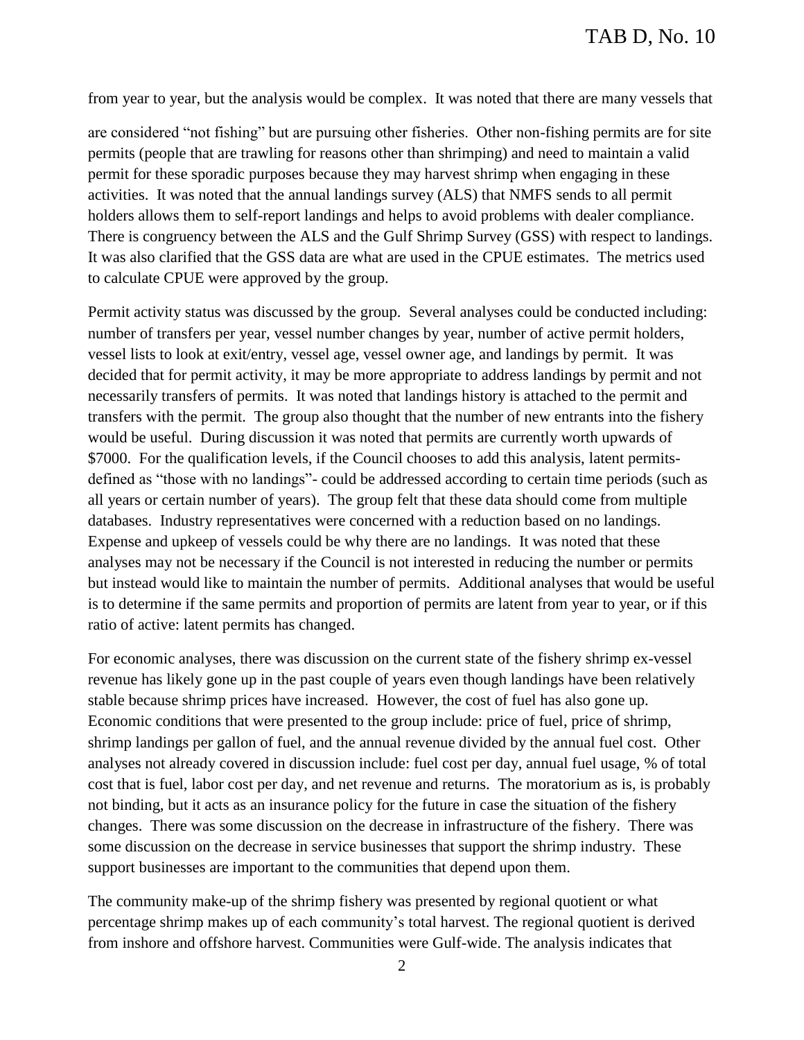from year to year, but the analysis would be complex. It was noted that there are many vessels that are considered "not fishing" but are pursuing other fisheries. Other non-fishing permits are for site permits (people that are trawling for reasons other than shrimping) and need to maintain a valid permit for these sporadic purposes because they may harvest shrimp when engaging in these activities. It was noted that the annual landings survey (ALS) that NMFS sends to all permit holders allows them to self-report landings and helps to avoid problems with dealer compliance. There is congruency between the ALS and the Gulf Shrimp Survey (GSS) with respect to landings. It was also clarified that the GSS data are what are used in the CPUE estimates. The metrics used to calculate CPUE were approved by the group.

Permit activity status was discussed by the group. Several analyses could be conducted including: number of transfers per year, vessel number changes by year, number of active permit holders, vessel lists to look at exit/entry, vessel age, vessel owner age, and landings by permit. It was decided that for permit activity, it may be more appropriate to address landings by permit and not necessarily transfers of permits. It was noted that landings history is attached to the permit and transfers with the permit. The group also thought that the number of new entrants into the fishery would be useful. During discussion it was noted that permits are currently worth upwards of $7000. For the qualification levels, if the Council chooses to add this analysis, latent permits- defined as "those with no landings"- could be addressed according to certain time periods (such as all years or certain number of years). The group felt that these data should come from multiple databases. Industry representatives were concerned with a reduction based on no landings. Expense and upkeep of vessels could be why there are no landings. It was noted that these analyses may not be necessary if the Council is not interested in reducing the number or permits but instead would like to maintain the number of permits. Additional analyses that would be useful is to determine if the same permits and proportion of permits are latent from year to year, or if this ratio of active: latent permits has changed.

For economic analyses, there was discussion on the current state of the fishery shrimp ex-vessel revenue has likely gone up in the past couple of years even though landings have been relatively stable because shrimp prices have increased. However, the cost of fuel has also gone up. Economic conditions that were presented to the group include: price of fuel, price of shrimp, shrimp landings per gallon of fuel, and the annual revenue divided by the annual fuel cost. Other analyses not already covered in discussion include: fuel cost per day, annual fuel usage, % of total cost that is fuel, labor cost per day, and net revenue and returns. The moratorium as is, is probably not binding, but it acts as an insurance policy for the future in case the situation of the fishery changes. There was some discussion on the decrease in infrastructure of the fishery. There was some discussion on the decrease in service businesses that support the shrimp industry. These support businesses are important to the communities that depend upon them.

The community make-up of the shrimp fishery was presented by regional quotient or what percentage shrimp makes up of each community's total harvest. The regional quotient is derived from inshore and offshore harvest. Communities were Gulf-wide. The analysis indicates that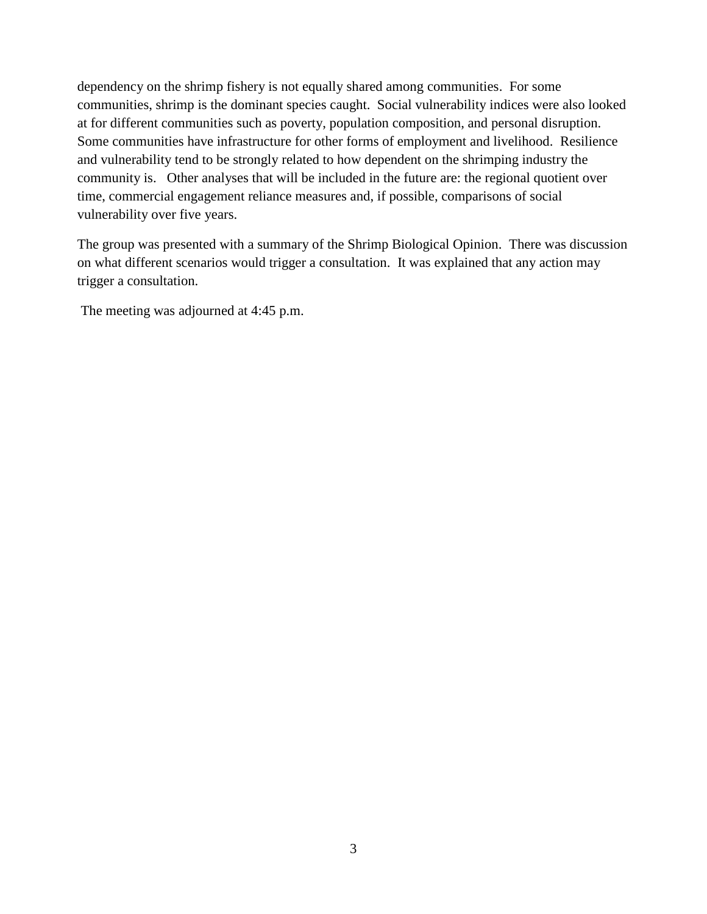dependency on the shrimp fishery is not equally shared among communities. For some communities, shrimp is the dominant species caught. Social vulnerability indices were also looked at for different communities such as poverty, population composition, and personal disruption. Some communities have infrastructure for other forms of employment and livelihood. Resilience and vulnerability tend to be strongly related to how dependent on the shrimping industry the community is. Other analyses that will be included in the future are: the regional quotient over time, commercial engagement reliance measures and, if possible, comparisons of social vulnerability over five years.

The group was presented with a summary of the Shrimp Biological Opinion. There was discussion on what different scenarios would trigger a consultation. It was explained that any action may trigger a consultation.

The meeting was adjourned at 4:45 p.m.